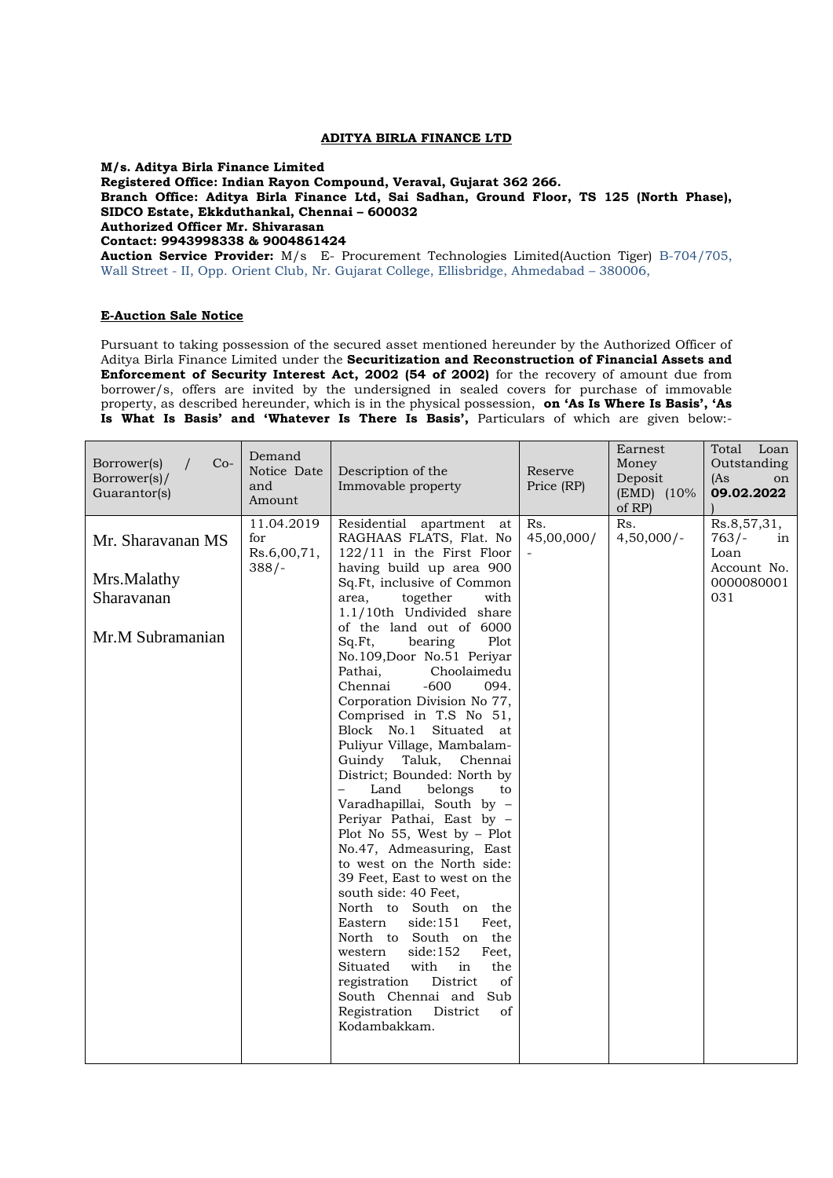**ADITYA BIRLA FINANCE LTD**

**M/s. Aditya Birla Finance Limited**
**Registered Office: Indian Rayon Compound, Veraval, Gujarat 362 266.**
**Branch Office: Aditya Birla Finance Ltd, Sai Sadhan, Ground Floor, TS 125 (North Phase), SIDCO Estate, Ekkduthankal, Chennai – 600032**
**Authorized Officer Mr. Shivarasan**
**Contact: 9943998338 & 9004861424**
**Auction Service Provider:** M/s E- Procurement Technologies Limited(Auction Tiger) B-704/705, Wall Street - II, Opp. Orient Club, Nr. Gujarat College, Ellisbridge, Ahmedabad – 380006,

**E-Auction Sale Notice**

Pursuant to taking possession of the secured asset mentioned hereunder by the Authorized Officer of Aditya Birla Finance Limited under the **Securitization and Reconstruction of Financial Assets and Enforcement of Security Interest Act, 2002 (54 of 2002)** for the recovery of amount due from borrower/s, offers are invited by the undersigned in sealed covers for purchase of immovable property, as described hereunder, which is in the physical possession, **on 'As Is Where Is Basis', 'As Is What Is Basis' and 'Whatever Is There Is Basis',** Particulars of which are given below:-

| Borrower(s) / Co-Borrower(s)/ Guarantor(s) | Demand Notice Date and Amount | Description of the Immovable property | Reserve Price (RP) | Earnest Money Deposit (EMD) (10% of RP) | Total Loan Outstanding (As on **09.02.2022**) |
|---|---|---|---|---|---|
| Mr. Sharavanan MS<br><br>Mrs.Malathy Sharavanan<br><br>Mr.M Subramanian | 11.04.2019 for Rs.6,00,71,388/- | Residential apartment at RAGHAAS FLATS, Flat. No 122/11 in the First Floor having build up area 900 Sq.Ft, inclusive of Common area, together with 1.1/10th Undivided share of the land out of 6000 Sq.Ft, bearing Plot No.109,Door No.51 Periyar Pathai, Choolaimedu Chennai -600 094. Corporation Division No 77, Comprised in T.S No 51, Block No.1 Situated at Puliyur Village, Mambalam-Guindy Taluk, Chennai District; Bounded: North by – Land belongs to Varadhapillai, South by – Periyar Pathai, East by – Plot No 55, West by – Plot No.47, Admeasuring, East to west on the North side: 39 Feet, East to west on the south side: 40 Feet, North to South on the Eastern side:151 Feet, North to South on the western side:152 Feet, Situated with in the registration District of South Chennai and Sub Registration District of Kodambakkam. | Rs. 45,00,000/- | Rs. 4,50,000/- | Rs.8,57,31,763/- in Loan Account No. 0000080001031 |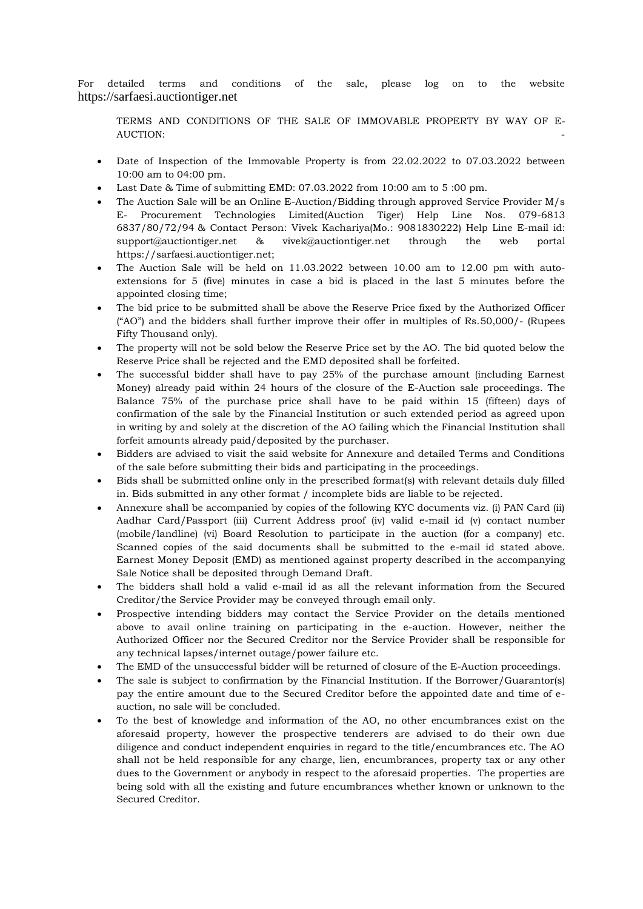For detailed terms and conditions of the sale, please log on to the website https://sarfaesi.auctiontiger.net

TERMS AND CONDITIONS OF THE SALE OF IMMOVABLE PROPERTY BY WAY OF E-AUCTION: -

- Date of Inspection of the Immovable Property is from 22.02.2022 to 07.03.2022 between 10:00 am to 04:00 pm.
- Last Date & Time of submitting EMD: 07.03.2022 from 10:00 am to 5 :00 pm.
- The Auction Sale will be an Online E-Auction/Bidding through approved Service Provider M/s E- Procurement Technologies Limited(Auction Tiger) Help Line Nos. 079-6813 6837/80/72/94 & Contact Person: Vivek Kachariya(Mo.: 9081830222) Help Line E-mail id: support@auctiontiger.net & vivek@auctiontiger.net through the web portal https://sarfaesi.auctiontiger.net;
- The Auction Sale will be held on 11.03.2022 between 10.00 am to 12.00 pm with auto-extensions for 5 (five) minutes in case a bid is placed in the last 5 minutes before the appointed closing time;
- The bid price to be submitted shall be above the Reserve Price fixed by the Authorized Officer ("AO") and the bidders shall further improve their offer in multiples of Rs.50,000/- (Rupees Fifty Thousand only).
- The property will not be sold below the Reserve Price set by the AO. The bid quoted below the Reserve Price shall be rejected and the EMD deposited shall be forfeited.
- The successful bidder shall have to pay 25% of the purchase amount (including Earnest Money) already paid within 24 hours of the closure of the E-Auction sale proceedings. The Balance 75% of the purchase price shall have to be paid within 15 (fifteen) days of confirmation of the sale by the Financial Institution or such extended period as agreed upon in writing by and solely at the discretion of the AO failing which the Financial Institution shall forfeit amounts already paid/deposited by the purchaser.
- Bidders are advised to visit the said website for Annexure and detailed Terms and Conditions of the sale before submitting their bids and participating in the proceedings.
- Bids shall be submitted online only in the prescribed format(s) with relevant details duly filled in. Bids submitted in any other format / incomplete bids are liable to be rejected.
- Annexure shall be accompanied by copies of the following KYC documents viz. (i) PAN Card (ii) Aadhar Card/Passport (iii) Current Address proof (iv) valid e-mail id (v) contact number (mobile/landline) (vi) Board Resolution to participate in the auction (for a company) etc. Scanned copies of the said documents shall be submitted to the e-mail id stated above. Earnest Money Deposit (EMD) as mentioned against property described in the accompanying Sale Notice shall be deposited through Demand Draft.
- The bidders shall hold a valid e-mail id as all the relevant information from the Secured Creditor/the Service Provider may be conveyed through email only.
- Prospective intending bidders may contact the Service Provider on the details mentioned above to avail online training on participating in the e-auction. However, neither the Authorized Officer nor the Secured Creditor nor the Service Provider shall be responsible for any technical lapses/internet outage/power failure etc.
- The EMD of the unsuccessful bidder will be returned of closure of the E-Auction proceedings.
- The sale is subject to confirmation by the Financial Institution. If the Borrower/Guarantor(s) pay the entire amount due to the Secured Creditor before the appointed date and time of e-auction, no sale will be concluded.
- To the best of knowledge and information of the AO, no other encumbrances exist on the aforesaid property, however the prospective tenderers are advised to do their own due diligence and conduct independent enquiries in regard to the title/encumbrances etc. The AO shall not be held responsible for any charge, lien, encumbrances, property tax or any other dues to the Government or anybody in respect to the aforesaid properties. The properties are being sold with all the existing and future encumbrances whether known or unknown to the Secured Creditor.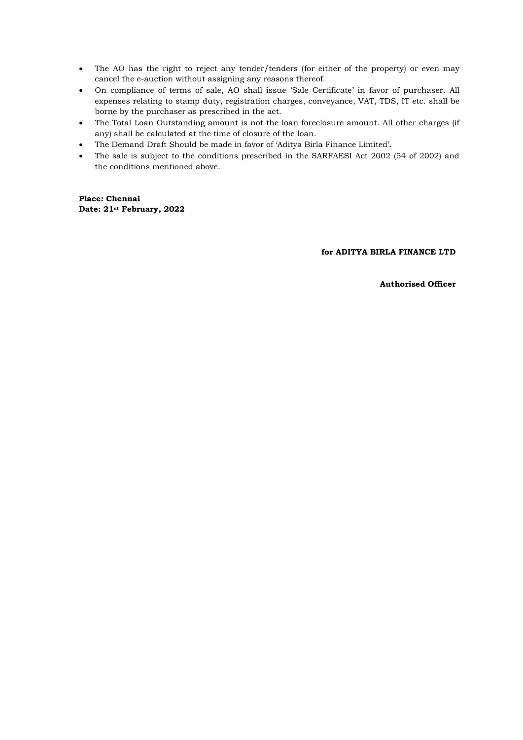- The AO has the right to reject any tender/tenders (for either of the property) or even may cancel the e-auction without assigning any reasons thereof.
- On compliance of terms of sale, AO shall issue 'Sale Certificate' in favor of purchaser. All expenses relating to stamp duty, registration charges, conveyance, VAT, TDS, IT etc. shall be borne by the purchaser as prescribed in the act.
- The Total Loan Outstanding amount is not the loan foreclosure amount. All other charges (if any) shall be calculated at the time of closure of the loan.
- The Demand Draft Should be made in favor of 'Aditya Birla Finance Limited'.
- The sale is subject to the conditions prescribed in the SARFAESI Act 2002 (54 of 2002) and the conditions mentioned above.

**Place: Chennai**
**Date: 21st February, 2022**

**for ADITYA BIRLA FINANCE LTD**

**Authorised Officer**